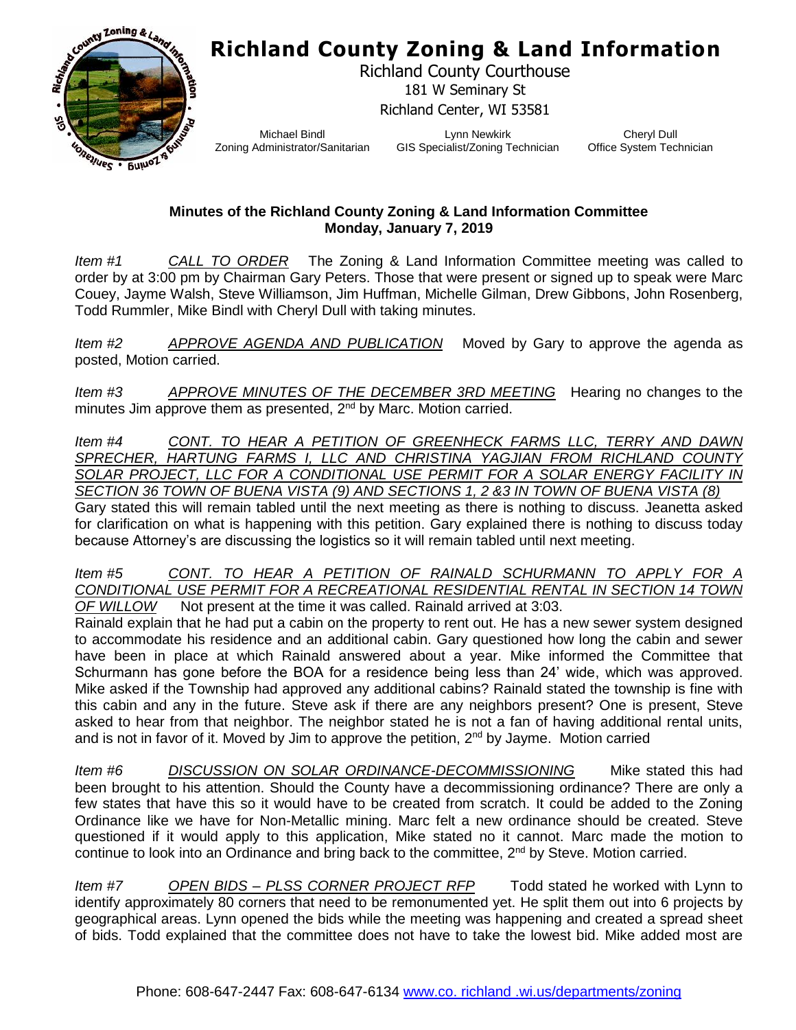# Richland County Zoning & Land Information

Richland County Courthouse
181 W Seminary St
Richland Center, WI 53581

Michael Bindl
Zoning Administrator/Sanitarian

Lynn Newkirk
GIS Specialist/Zoning Technician

Cheryl Dull
Office System Technician

**Minutes of the Richland County Zoning & Land Information Committee**
**Monday, January 7, 2019**

*Item #1* *CALL TO ORDER* The Zoning & Land Information Committee meeting was called to order by at 3:00 pm by Chairman Gary Peters. Those that were present or signed up to speak were Marc Couey, Jayme Walsh, Steve Williamson, Jim Huffman, Michelle Gilman, Drew Gibbons, John Rosenberg, Todd Rummler, Mike Bindl with Cheryl Dull with taking minutes.

*Item #2* *APPROVE AGENDA AND PUBLICATION* Moved by Gary to approve the agenda as posted, Motion carried.

*Item #3* *APPROVE MINUTES OF THE DECEMBER 3RD MEETING* Hearing no changes to the minutes Jim approve them as presented, 2nd by Marc. Motion carried.

*Item #4* *CONT. TO HEAR A PETITION OF GREENHECK FARMS LLC, TERRY AND DAWN SPRECHER, HARTUNG FARMS I, LLC AND CHRISTINA YAGJIAN FROM RICHLAND COUNTY SOLAR PROJECT, LLC FOR A CONDITIONAL USE PERMIT FOR A SOLAR ENERGY FACILITY IN SECTION 36 TOWN OF BUENA VISTA (9) AND SECTIONS 1, 2 &3 IN TOWN OF BUENA VISTA (8)* Gary stated this will remain tabled until the next meeting as there is nothing to discuss. Jeanetta asked for clarification on what is happening with this petition. Gary explained there is nothing to discuss today because Attorney's are discussing the logistics so it will remain tabled until next meeting.

*Item #5* *CONT. TO HEAR A PETITION OF RAINALD SCHURMANN TO APPLY FOR A CONDITIONAL USE PERMIT FOR A RECREATIONAL RESIDENTIAL RENTAL IN SECTION 14 TOWN OF WILLOW* Not present at the time it was called. Rainald arrived at 3:03.
Rainald explain that he had put a cabin on the property to rent out. He has a new sewer system designed to accommodate his residence and an additional cabin. Gary questioned how long the cabin and sewer have been in place at which Rainald answered about a year. Mike informed the Committee that Schurmann has gone before the BOA for a residence being less than 24' wide, which was approved. Mike asked if the Township had approved any additional cabins? Rainald stated the township is fine with this cabin and any in the future. Steve ask if there are any neighbors present? One is present, Steve asked to hear from that neighbor. The neighbor stated he is not a fan of having additional rental units, and is not in favor of it. Moved by Jim to approve the petition, 2nd by Jayme. Motion carried

*Item #6* *DISCUSSION ON SOLAR ORDINANCE-DECOMMISSIONING* Mike stated this had been brought to his attention. Should the County have a decommissioning ordinance? There are only a few states that have this so it would have to be created from scratch. It could be added to the Zoning Ordinance like we have for Non-Metallic mining. Marc felt a new ordinance should be created. Steve questioned if it would apply to this application, Mike stated no it cannot. Marc made the motion to continue to look into an Ordinance and bring back to the committee, 2nd by Steve. Motion carried.

*Item #7* *OPEN BIDS – PLSS CORNER PROJECT RFP* Todd stated he worked with Lynn to identify approximately 80 corners that need to be remonumented yet. He split them out into 6 projects by geographical areas. Lynn opened the bids while the meeting was happening and created a spread sheet of bids. Todd explained that the committee does not have to take the lowest bid. Mike added most are

Phone: 608-647-2447 Fax: 608-647-6134 www.co. richland .wi.us/departments/zoning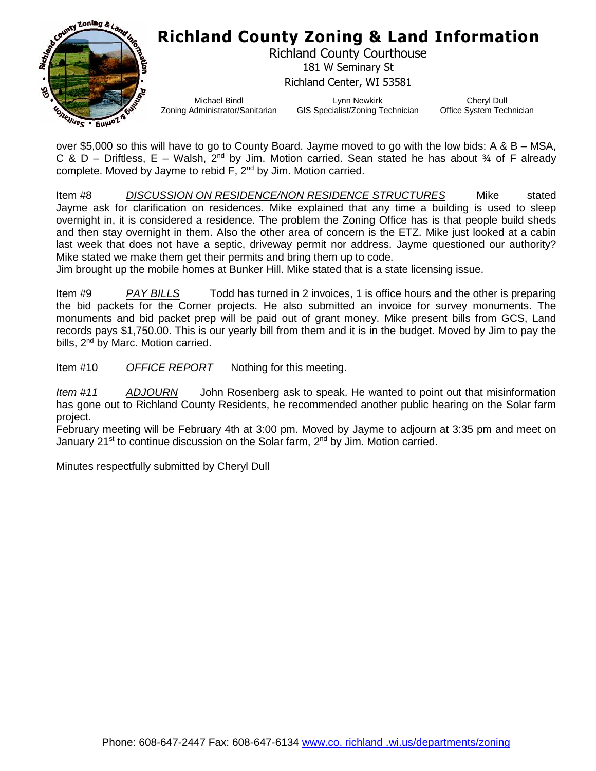over $5,000 so this will have to go to County Board. Jayme moved to go with the low bids: A & B – MSA, C & D – Driftless, E – Walsh, 2nd by Jim. Motion carried. Sean stated he has about ¾ of F already complete. Moved by Jayme to rebid F, 2nd by Jim. Motion carried.

Item #8 *DISCUSSION ON RESIDENCE/NON RESIDENCE STRUCTURES* Mike stated Jayme ask for clarification on residences. Mike explained that any time a building is used to sleep overnight in, it is considered a residence. The problem the Zoning Office has is that people build sheds and then stay overnight in them. Also the other area of concern is the ETZ. Mike just looked at a cabin last week that does not have a septic, driveway permit nor address. Jayme questioned our authority? Mike stated we make them get their permits and bring them up to code.
Jim brought up the mobile homes at Bunker Hill. Mike stated that is a state licensing issue.

Item #9 *PAY BILLS* Todd has turned in 2 invoices, 1 is office hours and the other is preparing the bid packets for the Corner projects. He also submitted an invoice for survey monuments. The monuments and bid packet prep will be paid out of grant money. Mike present bills from GCS, Land records pays $1,750.00. This is our yearly bill from them and it is in the budget. Moved by Jim to pay the bills, 2nd by Marc. Motion carried.

Item #10 *OFFICE REPORT* Nothing for this meeting.

*Item #11* *ADJOURN* John Rosenberg ask to speak. He wanted to point out that misinformation has gone out to Richland County Residents, he recommended another public hearing on the Solar farm project.
February meeting will be February 4th at 3:00 pm. Moved by Jayme to adjourn at 3:35 pm and meet on January 21st to continue discussion on the Solar farm, 2nd by Jim. Motion carried.

Minutes respectfully submitted by Cheryl Dull